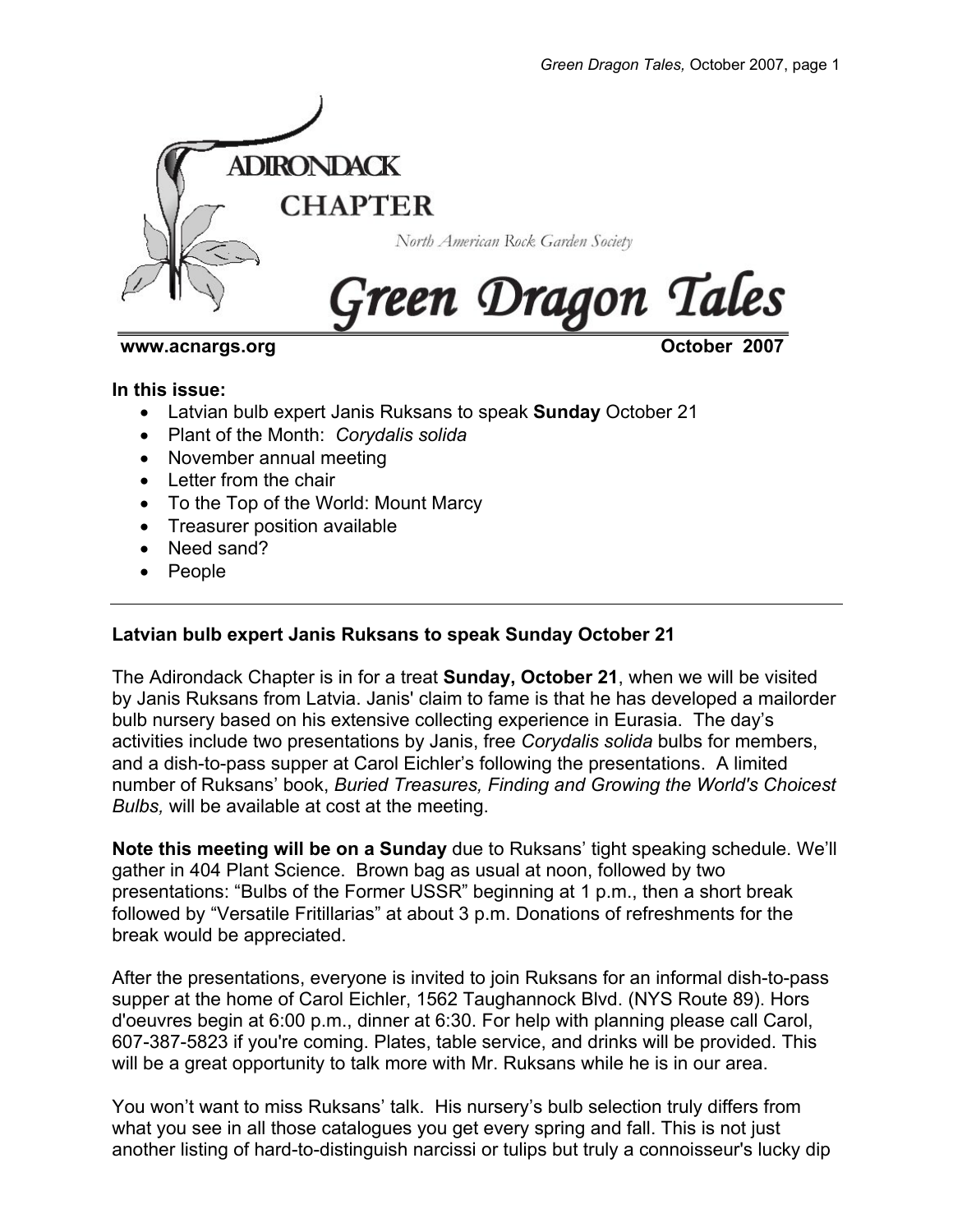ADIRONDACK CHAPTER

North American Rock Garden Society

# Green Dragon Tales

**www.acnargs.org** **October 2007**

**In this issue:**

- Latvian bulb expert Janis Ruksans to speak **Sunday** October 21
- Plant of the Month: *Corydalis solida*
- November annual meeting
- Letter from the chair
- To the Top of the World: Mount Marcy
- Treasurer position available
- Need sand?
- People

---

## Latvian bulb expert Janis Ruksans to speak Sunday October 21

The Adirondack Chapter is in for a treat **Sunday, October 21**, when we will be visited by Janis Ruksans from Latvia. Janis' claim to fame is that he has developed a mailorder bulb nursery based on his extensive collecting experience in Eurasia. The day's activities include two presentations by Janis, free *Corydalis solida* bulbs for members, and a dish-to-pass supper at Carol Eichler's following the presentations. A limited number of Ruksans' book, *Buried Treasures, Finding and Growing the World's Choicest Bulbs,* will be available at cost at the meeting.

**Note this meeting will be on a Sunday** due to Ruksans' tight speaking schedule. We'll gather in 404 Plant Science. Brown bag as usual at noon, followed by two presentations: "Bulbs of the Former USSR" beginning at 1 p.m., then a short break followed by "Versatile Fritillarias" at about 3 p.m. Donations of refreshments for the break would be appreciated.

After the presentations, everyone is invited to join Ruksans for an informal dish-to-pass supper at the home of Carol Eichler, 1562 Taughannock Blvd. (NYS Route 89). Hors d'oeuvres begin at 6:00 p.m., dinner at 6:30. For help with planning please call Carol, 607-387-5823 if you're coming. Plates, table service, and drinks will be provided. This will be a great opportunity to talk more with Mr. Ruksans while he is in our area.

You won't want to miss Ruksans' talk. His nursery's bulb selection truly differs from what you see in all those catalogues you get every spring and fall. This is not just another listing of hard-to-distinguish narcissi or tulips but truly a connoisseur's lucky dip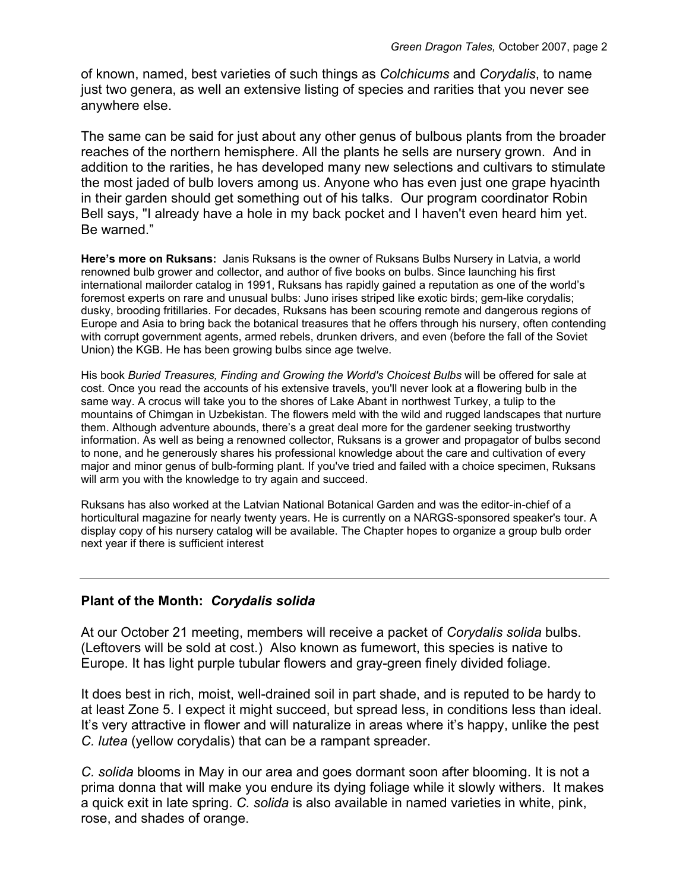of known, named, best varieties of such things as *Colchicums* and *Corydalis*, to name just two genera, as well an extensive listing of species and rarities that you never see anywhere else.

The same can be said for just about any other genus of bulbous plants from the broader reaches of the northern hemisphere. All the plants he sells are nursery grown. And in addition to the rarities, he has developed many new selections and cultivars to stimulate the most jaded of bulb lovers among us. Anyone who has even just one grape hyacinth in their garden should get something out of his talks. Our program coordinator Robin Bell says, "I already have a hole in my back pocket and I haven't even heard him yet. Be warned."

**Here's more on Ruksans:** Janis Ruksans is the owner of Ruksans Bulbs Nursery in Latvia, a world renowned bulb grower and collector, and author of five books on bulbs. Since launching his first international mailorder catalog in 1991, Ruksans has rapidly gained a reputation as one of the world's foremost experts on rare and unusual bulbs: Juno irises striped like exotic birds; gem-like corydalis; dusky, brooding fritillaries. For decades, Ruksans has been scouring remote and dangerous regions of Europe and Asia to bring back the botanical treasures that he offers through his nursery, often contending with corrupt government agents, armed rebels, drunken drivers, and even (before the fall of the Soviet Union) the KGB. He has been growing bulbs since age twelve.

His book *Buried Treasures, Finding and Growing the World's Choicest Bulbs* will be offered for sale at cost. Once you read the accounts of his extensive travels, you'll never look at a flowering bulb in the same way. A crocus will take you to the shores of Lake Abant in northwest Turkey, a tulip to the mountains of Chimgan in Uzbekistan. The flowers meld with the wild and rugged landscapes that nurture them. Although adventure abounds, there's a great deal more for the gardener seeking trustworthy information. As well as being a renowned collector, Ruksans is a grower and propagator of bulbs second to none, and he generously shares his professional knowledge about the care and cultivation of every major and minor genus of bulb-forming plant. If you've tried and failed with a choice specimen, Ruksans will arm you with the knowledge to try again and succeed.

Ruksans has also worked at the Latvian National Botanical Garden and was the editor-in-chief of a horticultural magazine for nearly twenty years. He is currently on a NARGS-sponsored speaker's tour. A display copy of his nursery catalog will be available. The Chapter hopes to organize a group bulb order next year if there is sufficient interest

---

### Plant of the Month: *Corydalis solida*

At our October 21 meeting, members will receive a packet of *Corydalis solida* bulbs. (Leftovers will be sold at cost.) Also known as fumewort, this species is native to Europe. It has light purple tubular flowers and gray-green finely divided foliage.

It does best in rich, moist, well-drained soil in part shade, and is reputed to be hardy to at least Zone 5. I expect it might succeed, but spread less, in conditions less than ideal. It's very attractive in flower and will naturalize in areas where it's happy, unlike the pest *C. lutea* (yellow corydalis) that can be a rampant spreader.

*C. solida* blooms in May in our area and goes dormant soon after blooming. It is not a prima donna that will make you endure its dying foliage while it slowly withers. It makes a quick exit in late spring. *C. solida* is also available in named varieties in white, pink, rose, and shades of orange.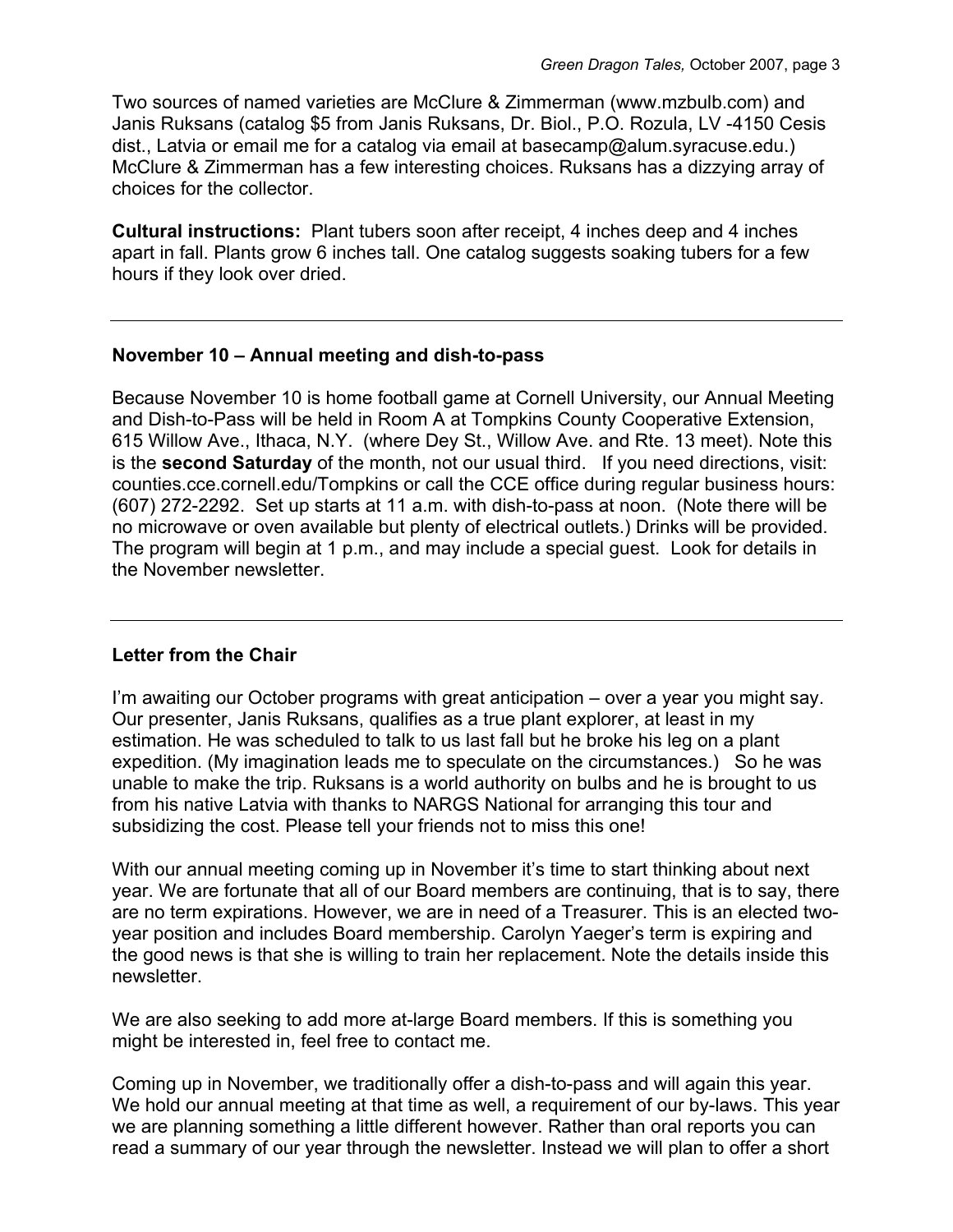Two sources of named varieties are McClure & Zimmerman (www.mzbulb.com) and Janis Ruksans (catalog $5 from Janis Ruksans, Dr. Biol., P.O. Rozula, LV -4150 Cesis dist., Latvia or email me for a catalog via email at basecamp@alum.syracuse.edu.) McClure & Zimmerman has a few interesting choices. Ruksans has a dizzying array of choices for the collector.

**Cultural instructions:** Plant tubers soon after receipt, 4 inches deep and 4 inches apart in fall. Plants grow 6 inches tall. One catalog suggests soaking tubers for a few hours if they look over dried.

---

### November 10 – Annual meeting and dish-to-pass

Because November 10 is home football game at Cornell University, our Annual Meeting and Dish-to-Pass will be held in Room A at Tompkins County Cooperative Extension, 615 Willow Ave., Ithaca, N.Y. (where Dey St., Willow Ave. and Rte. 13 meet). Note this is the **second Saturday** of the month, not our usual third. If you need directions, visit: counties.cce.cornell.edu/Tompkins or call the CCE office during regular business hours: (607) 272-2292. Set up starts at 11 a.m. with dish-to-pass at noon. (Note there will be no microwave or oven available but plenty of electrical outlets.) Drinks will be provided. The program will begin at 1 p.m., and may include a special guest. Look for details in the November newsletter.

---

### Letter from the Chair

I'm awaiting our October programs with great anticipation – over a year you might say. Our presenter, Janis Ruksans, qualifies as a true plant explorer, at least in my estimation. He was scheduled to talk to us last fall but he broke his leg on a plant expedition. (My imagination leads me to speculate on the circumstances.) So he was unable to make the trip. Ruksans is a world authority on bulbs and he is brought to us from his native Latvia with thanks to NARGS National for arranging this tour and subsidizing the cost. Please tell your friends not to miss this one!

With our annual meeting coming up in November it's time to start thinking about next year. We are fortunate that all of our Board members are continuing, that is to say, there are no term expirations. However, we are in need of a Treasurer. This is an elected two-year position and includes Board membership. Carolyn Yaeger's term is expiring and the good news is that she is willing to train her replacement. Note the details inside this newsletter.

We are also seeking to add more at-large Board members. If this is something you might be interested in, feel free to contact me.

Coming up in November, we traditionally offer a dish-to-pass and will again this year. We hold our annual meeting at that time as well, a requirement of our by-laws. This year we are planning something a little different however. Rather than oral reports you can read a summary of our year through the newsletter. Instead we will plan to offer a short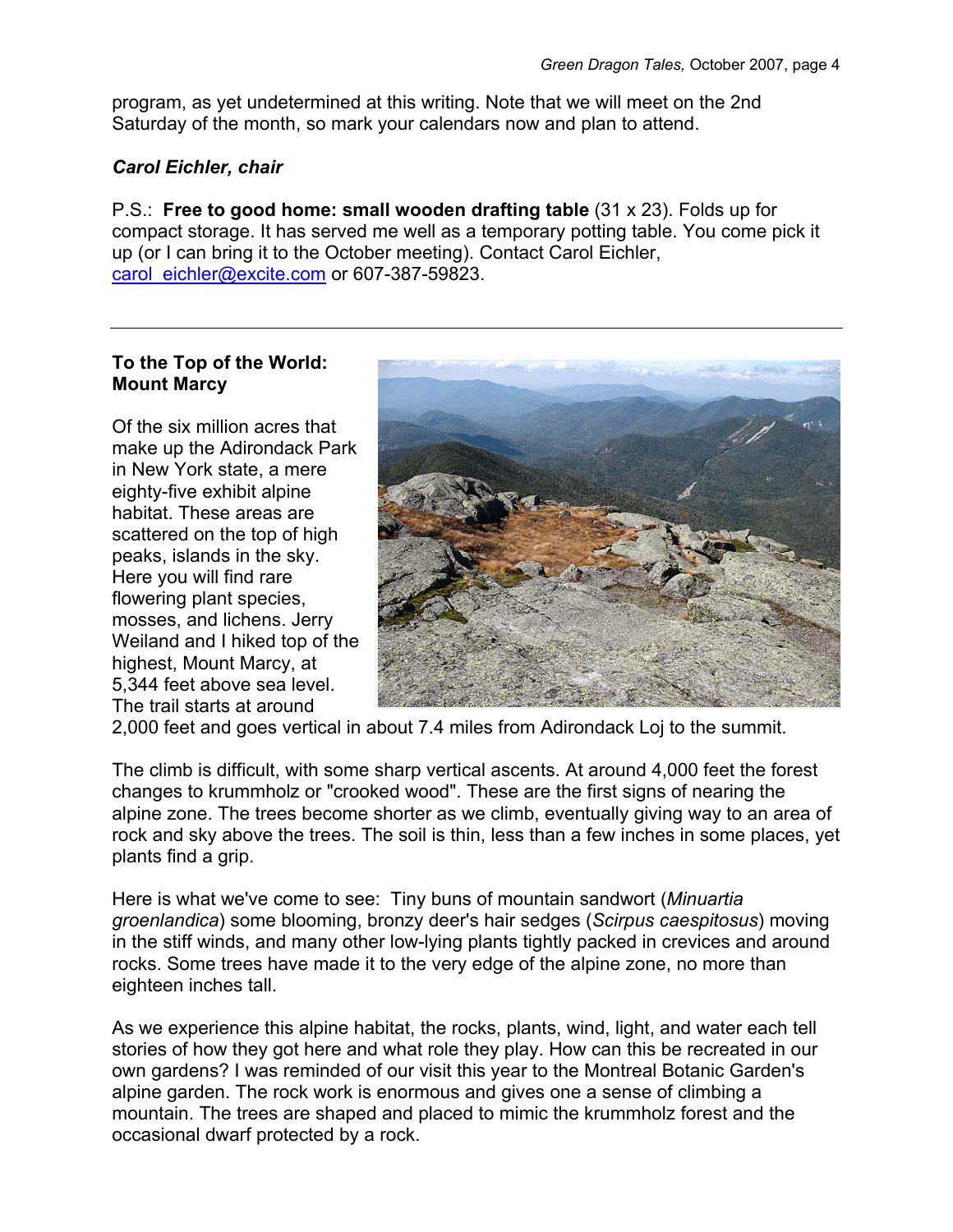program, as yet undetermined at this writing. Note that we will meet on the 2nd Saturday of the month, so mark your calendars now and plan to attend.

***Carol Eichler, chair***

P.S.: **Free to good home: small wooden drafting table** (31 x 23). Folds up for compact storage. It has served me well as a temporary potting table. You come pick it up (or I can bring it to the October meeting). Contact Carol Eichler, carol_eichler@excite.com or 607-387-59823.

---

**To the Top of the World: Mount Marcy**

Of the six million acres that make up the Adirondack Park in New York state, a mere eighty-five exhibit alpine habitat. These areas are scattered on the top of high peaks, islands in the sky. Here you will find rare flowering plant species, mosses, and lichens. Jerry Weiland and I hiked top of the highest, Mount Marcy, at 5,344 feet above sea level. The trail starts at around 2,000 feet and goes vertical in about 7.4 miles from Adirondack Loj to the summit.

The climb is difficult, with some sharp vertical ascents. At around 4,000 feet the forest changes to krummholz or "crooked wood". These are the first signs of nearing the alpine zone. The trees become shorter as we climb, eventually giving way to an area of rock and sky above the trees. The soil is thin, less than a few inches in some places, yet plants find a grip.

Here is what we've come to see: Tiny buns of mountain sandwort (*Minuartia groenlandica*) some blooming, bronzy deer's hair sedges (*Scirpus caespitosus*) moving in the stiff winds, and many other low-lying plants tightly packed in crevices and around rocks. Some trees have made it to the very edge of the alpine zone, no more than eighteen inches tall.

As we experience this alpine habitat, the rocks, plants, wind, light, and water each tell stories of how they got here and what role they play. How can this be recreated in our own gardens? I was reminded of our visit this year to the Montreal Botanic Garden's alpine garden. The rock work is enormous and gives one a sense of climbing a mountain. The trees are shaped and placed to mimic the krummholz forest and the occasional dwarf protected by a rock.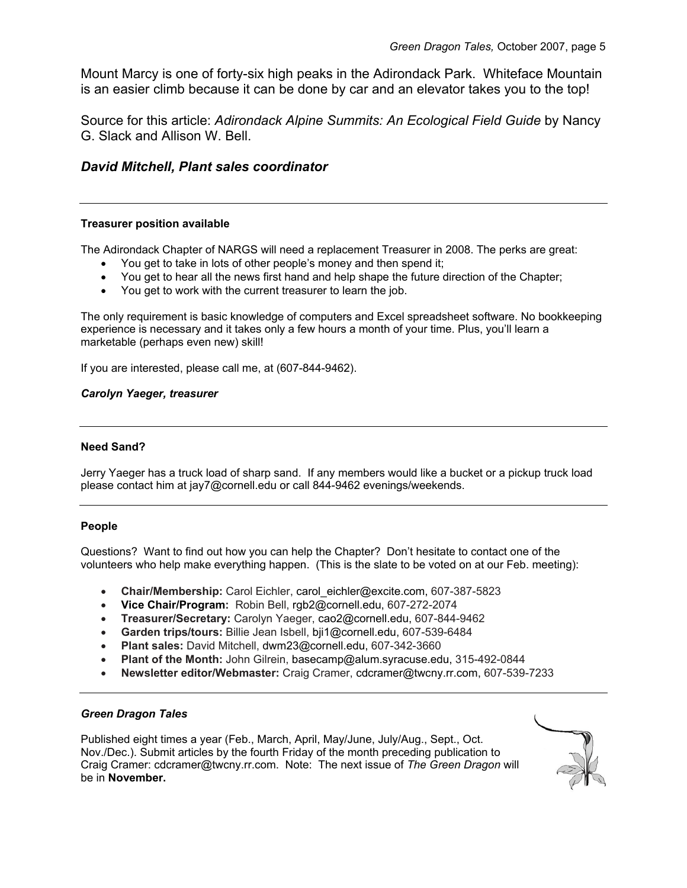Mount Marcy is one of forty-six high peaks in the Adirondack Park. Whiteface Mountain is an easier climb because it can be done by car and an elevator takes you to the top!

Source for this article: *Adirondack Alpine Summits: An Ecological Field Guide* by Nancy G. Slack and Allison W. Bell.

***David Mitchell, Plant sales coordinator***

---

**Treasurer position available**

The Adirondack Chapter of NARGS will need a replacement Treasurer in 2008. The perks are great:

- You get to take in lots of other people's money and then spend it;
- You get to hear all the news first hand and help shape the future direction of the Chapter;
- You get to work with the current treasurer to learn the job.

The only requirement is basic knowledge of computers and Excel spreadsheet software. No bookkeeping experience is necessary and it takes only a few hours a month of your time. Plus, you'll learn a marketable (perhaps even new) skill!

If you are interested, please call me, at (607-844-9462).

***Carolyn Yaeger, treasurer***

---

**Need Sand?**

Jerry Yaeger has a truck load of sharp sand. If any members would like a bucket or a pickup truck load please contact him at jay7@cornell.edu or call 844-9462 evenings/weekends.

---

**People**

Questions? Want to find out how you can help the Chapter? Don't hesitate to contact one of the volunteers who help make everything happen. (This is the slate to be voted on at our Feb. meeting):

- **Chair/Membership:** Carol Eichler, carol_eichler@excite.com, 607-387-5823
- **Vice Chair/Program:** Robin Bell, rgb2@cornell.edu, 607-272-2074
- **Treasurer/Secretary:** Carolyn Yaeger, cao2@cornell.edu, 607-844-9462
- **Garden trips/tours:** Billie Jean Isbell, bji1@cornell.edu, 607-539-6484
- **Plant sales:** David Mitchell, dwm23@cornell.edu, 607-342-3660
- **Plant of the Month:** John Gilrein, basecamp@alum.syracuse.edu, 315-492-0844
- **Newsletter editor/Webmaster:** Craig Cramer, cdcramer@twcny.rr.com, 607-539-7233

---

***Green Dragon Tales***

Published eight times a year (Feb., March, April, May/June, July/Aug., Sept., Oct. Nov./Dec.). Submit articles by the fourth Friday of the month preceding publication to Craig Cramer: cdcramer@twcny.rr.com. Note: The next issue of *The Green Dragon* will be in **November.**